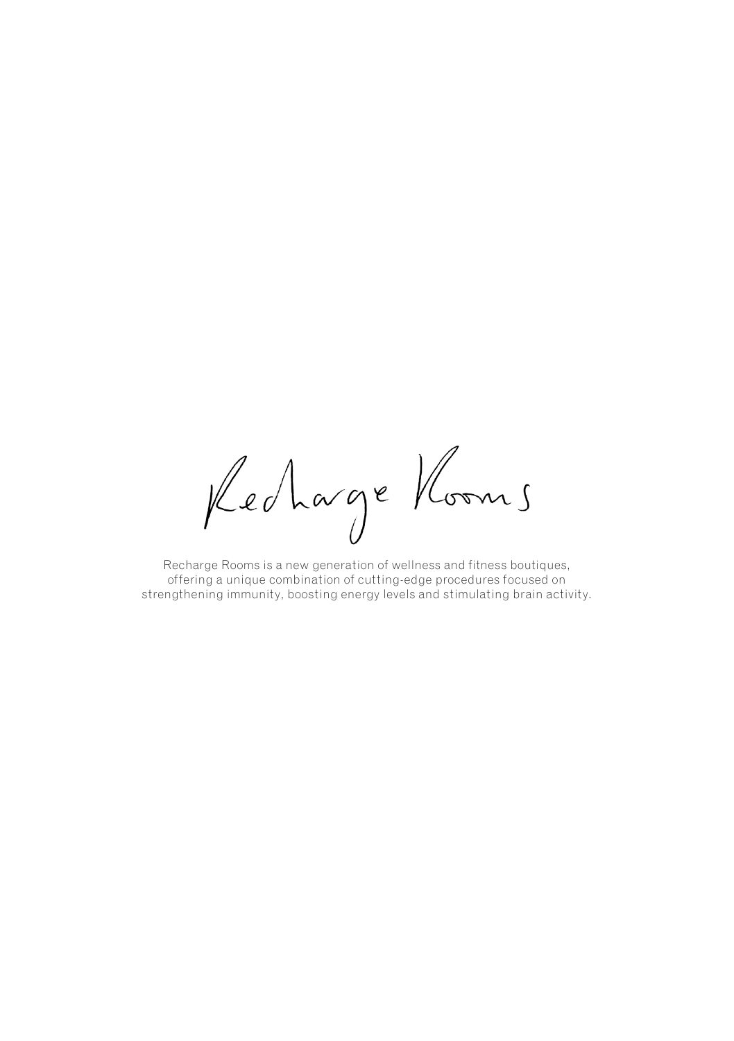# Recharge Rooms

Recharge Rooms is a new generation of wellness and fitness boutiques, offering a unique combination of cutting-edge procedures focused on strengthening immunity, boosting energy levels and stimulating brain activity.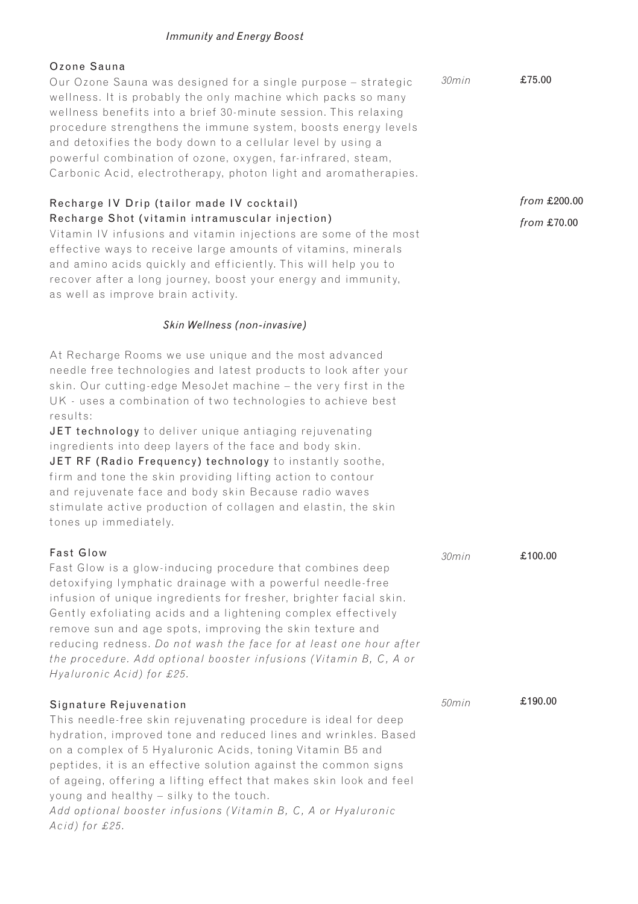## *Immunity and Energy Boost*

**Ozone Sauna** — *30min* — £75.00

Our Ozone Sauna was designed for a single purpose – strategic wellness. It is probably the only machine which packs so many wellness benefits into a brief 30-minute session. This relaxing procedure strengthens the immune system, boosts energy levels and detoxifies the body down to a cellular level by using a powerful combination of ozone, oxygen, far-infrared, steam, Carbonic Acid, electrotherapy, photon light and aromatherapies.

**Recharge IV Drip (tailor made IV cocktail)** — *from* £200.00

**Recharge Shot (vitamin intramuscular injection)** — *from* £70.00

Vitamin IV infusions and vitamin injections are some of the most effective ways to receive large amounts of vitamins, minerals and amino acids quickly and efficiently. This will help you to recover after a long journey, boost your energy and immunity, as well as improve brain activity.

## *Skin Wellness (non-invasive)*

At Recharge Rooms we use unique and the most advanced needle free technologies and latest products to look after your skin. Our cutting-edge MesoJet machine – the very first in the UK - uses a combination of two technologies to achieve best results:

**JET technology** to deliver unique antiaging rejuvenating ingredients into deep layers of the face and body skin.

**JET RF (Radio Frequency) technology** to instantly soothe, firm and tone the skin providing lifting action to contour and rejuvenate face and body skin Because radio waves stimulate active production of collagen and elastin, the skin tones up immediately.

**Fast Glow** — *30min* — £100.00

Fast Glow is a glow-inducing procedure that combines deep detoxifying lymphatic drainage with a powerful needle-free infusion of unique ingredients for fresher, brighter facial skin. Gently exfoliating acids and a lightening complex effectively remove sun and age spots, improving the skin texture and reducing redness. *Do not wash the face for at least one hour after the procedure. Add optional booster infusions (Vitamin B, C, A or Hyaluronic Acid) for £25.*

**Signature Rejuvenation** — *50min* — £190.00

This needle-free skin rejuvenating procedure is ideal for deep hydration, improved tone and reduced lines and wrinkles. Based on a complex of 5 Hyaluronic Acids, toning Vitamin B5 and peptides, it is an effective solution against the common signs of ageing, offering a lifting effect that makes skin look and feel young and healthy – silky to the touch.

*Add optional booster infusions (Vitamin B, C, A or Hyaluronic Acid) for £25.*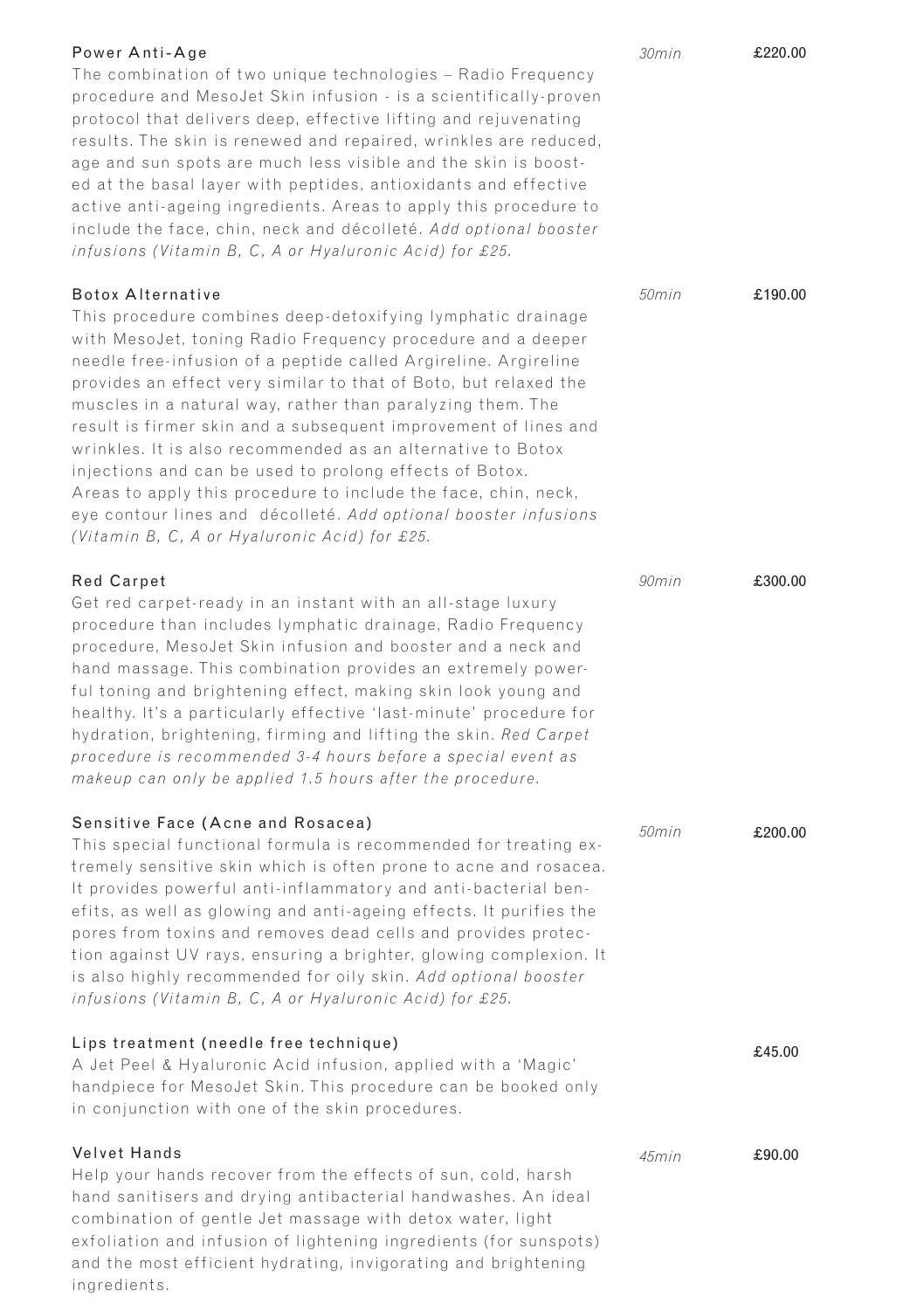### Power Anti-Age

*30min* — **£220.00**

The combination of two unique technologies – Radio Frequency procedure and MesoJet Skin infusion - is a scientifically-proven protocol that delivers deep, effective lifting and rejuvenating results. The skin is renewed and repaired, wrinkles are reduced, age and sun spots are much less visible and the skin is boosted at the basal layer with peptides, antioxidants and effective active anti-ageing ingredients. Areas to apply this procedure to include the face, chin, neck and décolleté. *Add optional booster infusions (Vitamin B, C, A or Hyaluronic Acid) for £25.*

### Botox Alternative

*50min* — **£190.00**

This procedure combines deep-detoxifying lymphatic drainage with MesoJet, toning Radio Frequency procedure and a deeper needle free-infusion of a peptide called Argireline. Argireline provides an effect very similar to that of Boto, but relaxed the muscles in a natural way, rather than paralyzing them. The result is firmer skin and a subsequent improvement of lines and wrinkles. It is also recommended as an alternative to Botox injections and can be used to prolong effects of Botox. Areas to apply this procedure to include the face, chin, neck, eye contour lines and décolleté. *Add optional booster infusions (Vitamin B, C, A or Hyaluronic Acid) for £25.*

### Red Carpet

*90min* — **£300.00**

Get red carpet-ready in an instant with an all-stage luxury procedure than includes lymphatic drainage, Radio Frequency procedure, MesoJet Skin infusion and booster and a neck and hand massage. This combination provides an extremely powerful toning and brightening effect, making skin look young and healthy. It's a particularly effective 'last-minute' procedure for hydration, brightening, firming and lifting the skin. *Red Carpet procedure is recommended 3-4 hours before a special event as makeup can only be applied 1.5 hours after the procedure.*

### Sensitive Face (Acne and Rosacea)

*50min* — **£200.00**

This special functional formula is recommended for treating extremely sensitive skin which is often prone to acne and rosacea. It provides powerful anti-inflammatory and anti-bacterial benefits, as well as glowing and anti-ageing effects. It purifies the pores from toxins and removes dead cells and provides protection against UV rays, ensuring a brighter, glowing complexion. It is also highly recommended for oily skin. *Add optional booster infusions (Vitamin B, C, A or Hyaluronic Acid) for £25.*

### Lips treatment (needle free technique)

**£45.00**

A Jet Peel & Hyaluronic Acid infusion, applied with a 'Magic' handpiece for MesoJet Skin. This procedure can be booked only in conjunction with one of the skin procedures.

### Velvet Hands

*45min* — **£90.00**

Help your hands recover from the effects of sun, cold, harsh hand sanitisers and drying antibacterial handwashes. An ideal combination of gentle Jet massage with detox water, light exfoliation and infusion of lightening ingredients (for sunspots) and the most efficient hydrating, invigorating and brightening ingredients.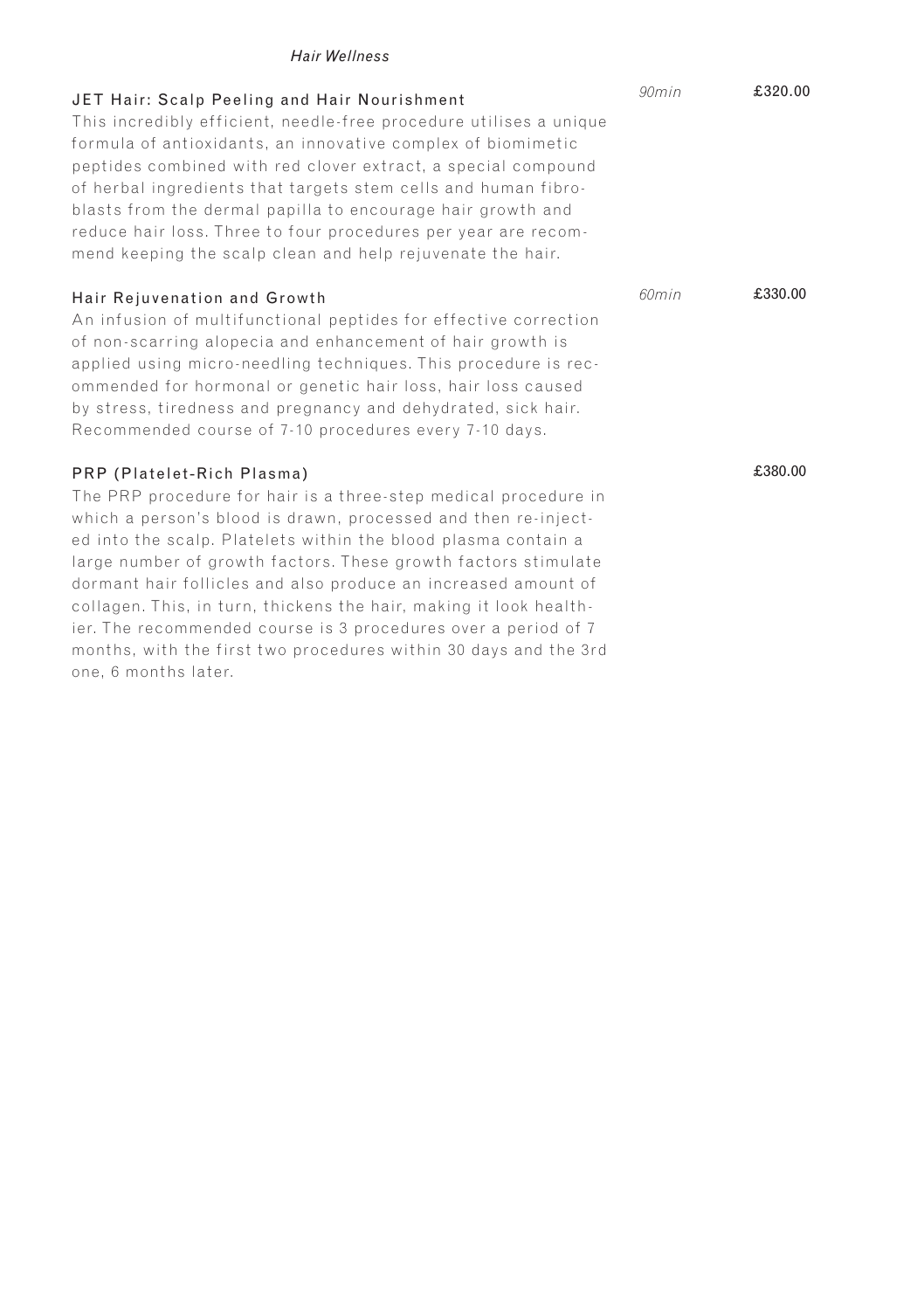*Hair Wellness*

### JET Hair: Scalp Peeling and Hair Nourishment

*90min* — £320.00

This incredibly efficient, needle-free procedure utilises a unique formula of antioxidants, an innovative complex of biomimetic peptides combined with red clover extract, a special compound of herbal ingredients that targets stem cells and human fibroblasts from the dermal papilla to encourage hair growth and reduce hair loss. Three to four procedures per year are recommend keeping the scalp clean and help rejuvenate the hair.

### Hair Rejuvenation and Growth

*60min* — £330.00

An infusion of multifunctional peptides for effective correction of non-scarring alopecia and enhancement of hair growth is applied using micro-needling techniques. This procedure is recommended for hormonal or genetic hair loss, hair loss caused by stress, tiredness and pregnancy and dehydrated, sick hair. Recommended course of 7-10 procedures every 7-10 days.

### PRP (Platelet-Rich Plasma)

£380.00

The PRP procedure for hair is a three-step medical procedure in which a person's blood is drawn, processed and then re-injected into the scalp. Platelets within the blood plasma contain a large number of growth factors. These growth factors stimulate dormant hair follicles and also produce an increased amount of collagen. This, in turn, thickens the hair, making it look healthier. The recommended course is 3 procedures over a period of 7 months, with the first two procedures within 30 days and the 3rd one, 6 months later.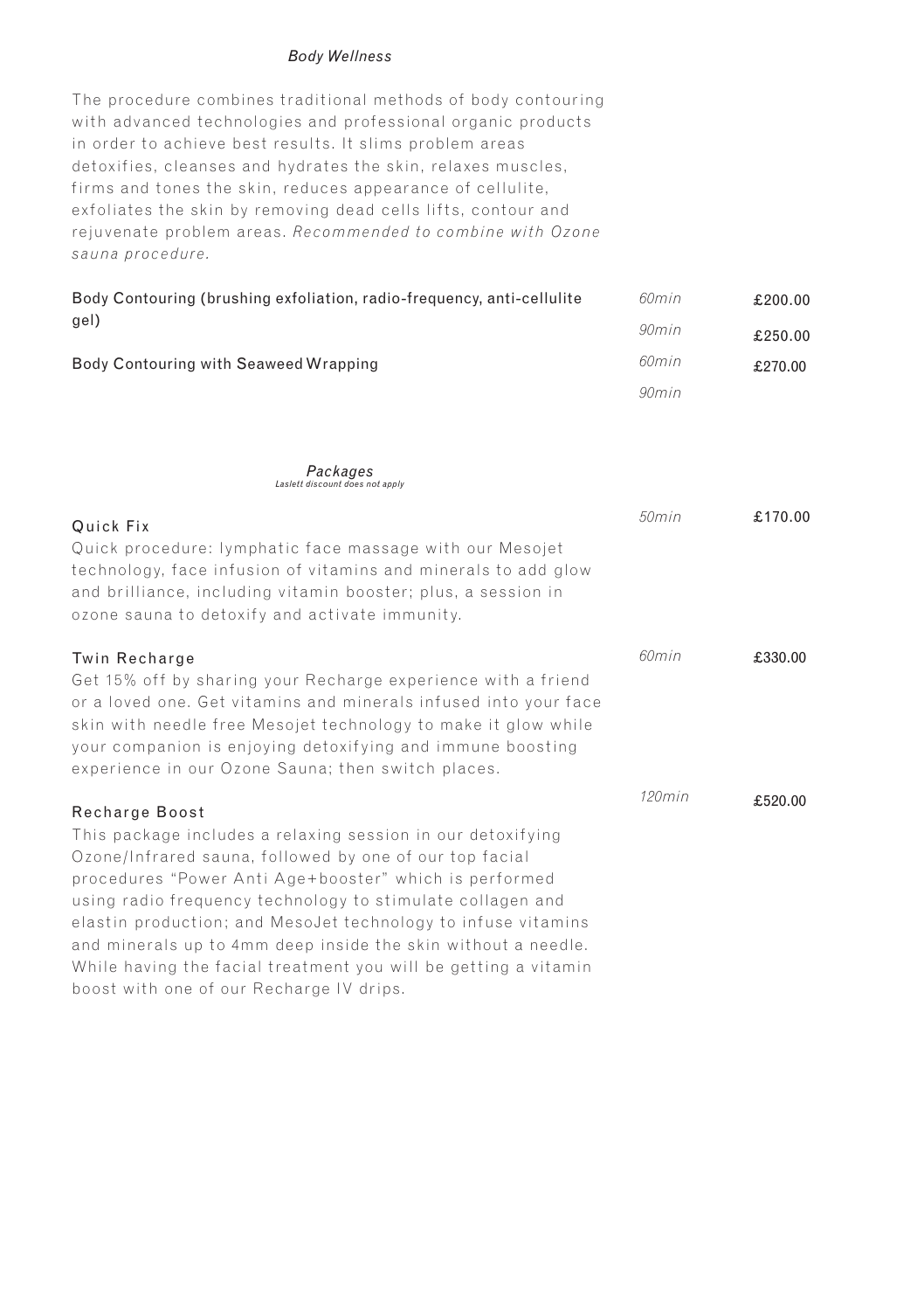### *Body Wellness*

The procedure combines traditional methods of body contouring with advanced technologies and professional organic products in order to achieve best results. It slims problem areas detoxifies, cleanses and hydrates the skin, relaxes muscles, firms and tones the skin, reduces appearance of cellulite, exfoliates the skin by removing dead cells lifts, contour and rejuvenate problem areas. *Recommended to combine with Ozone sauna procedure.*

| Treatment | Duration | Price |
|---|---|---|
| Body Contouring (brushing exfoliation, radio-frequency, anti-cellulite gel) | *60min* | £200.00 |
| | *90min* | £250.00 |
| Body Contouring with Seaweed Wrapping | *60min* | £270.00 |
| | *90min* | |

### *Packages*

*Laslett discount does not apply*

**Quick Fix** — *50min* — £170.00

Quick procedure: lymphatic face massage with our Mesojet technology, face infusion of vitamins and minerals to add glow and brilliance, including vitamin booster; plus, a session in ozone sauna to detoxify and activate immunity.

**Twin Recharge** — *60min* — £330.00

Get 15% off by sharing your Recharge experience with a friend or a loved one. Get vitamins and minerals infused into your face skin with needle free Mesojet technology to make it glow while your companion is enjoying detoxifying and immune boosting experience in our Ozone Sauna; then switch places.

**Recharge Boost** — *120min* — £520.00

This package includes a relaxing session in our detoxifying Ozone/Infrared sauna, followed by one of our top facial procedures "Power Anti Age+booster" which is performed using radio frequency technology to stimulate collagen and elastin production; and MesoJet technology to infuse vitamins and minerals up to 4mm deep inside the skin without a needle. While having the facial treatment you will be getting a vitamin boost with one of our Recharge IV drips.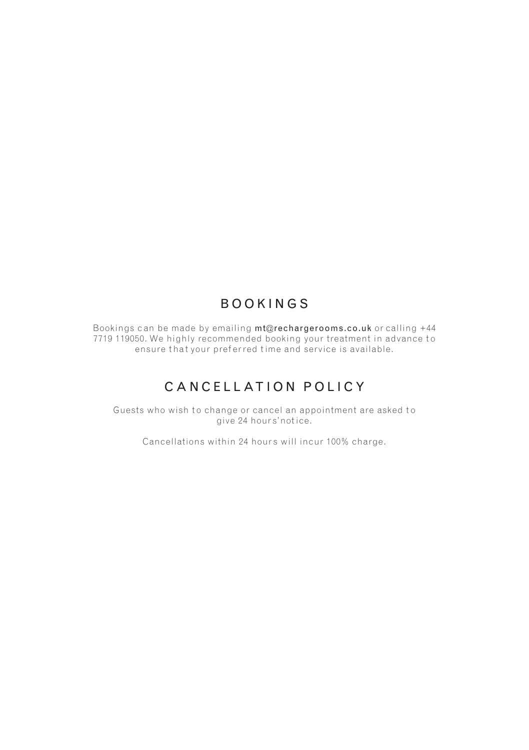## BOOKINGS

Bookings can be made by emailing **mt@rechargerooms.co.uk** or calling +44 7719 119050. We highly recommended booking your treatment in advance to ensure that your preferred time and service is available.

## CANCELLATION POLICY

Guests who wish to change or cancel an appointment are asked to give 24 hours' notice.

Cancellations within 24 hours will incur 100% charge.